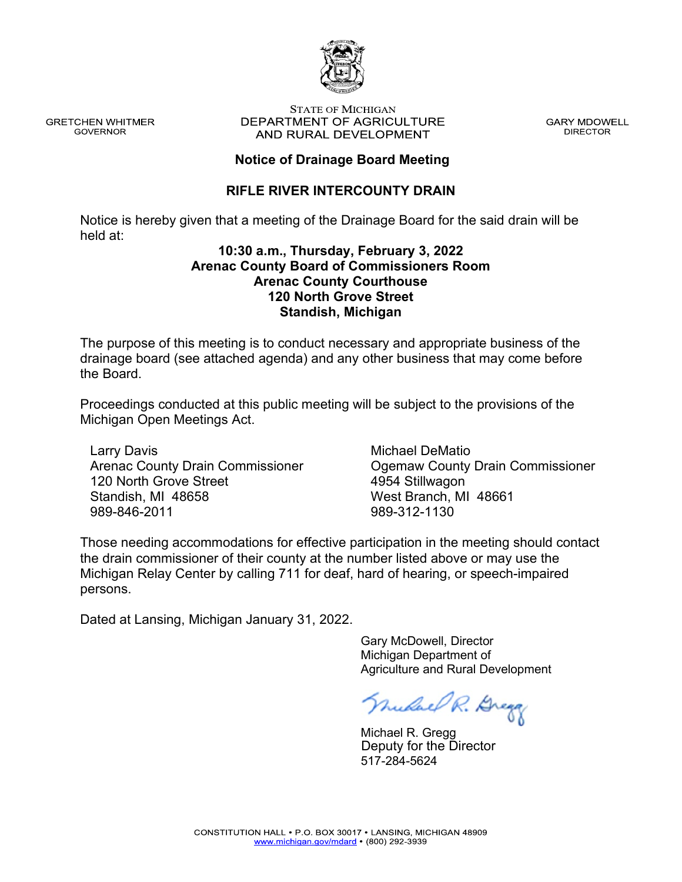GRETCHEN WHITMER
GOVERNOR

STATE OF MICHIGAN
DEPARTMENT OF AGRICULTURE
AND RURAL DEVELOPMENT

GARY MDOWELL
DIRECTOR

## Notice of Drainage Board Meeting

## RIFLE RIVER INTERCOUNTY DRAIN

Notice is hereby given that a meeting of the Drainage Board for the said drain will be held at:

**10:30 a.m., Thursday, February 3, 2022**
**Arenac County Board of Commissioners Room**
**Arenac County Courthouse**
**120 North Grove Street**
**Standish, Michigan**

The purpose of this meeting is to conduct necessary and appropriate business of the drainage board (see attached agenda) and any other business that may come before the Board.

Proceedings conducted at this public meeting will be subject to the provisions of the Michigan Open Meetings Act.

Larry Davis
Arenac County Drain Commissioner
120 North Grove Street
Standish, MI 48658
989-846-2011

Michael DeMatio
Ogemaw County Drain Commissioner
4954 Stillwagon
West Branch, MI 48661
989-312-1130

Those needing accommodations for effective participation in the meeting should contact the drain commissioner of their county at the number listed above or may use the Michigan Relay Center by calling 711 for deaf, hard of hearing, or speech-impaired persons.

Dated at Lansing, Michigan January 31, 2022.

Gary McDowell, Director
Michigan Department of
Agriculture and Rural Development

Michael R. Gregg
Deputy for the Director
517-284-5624

CONSTITUTION HALL • P.O. BOX 30017 • LANSING, MICHIGAN 48909
www.michigan.gov/mdard • (800) 292-3939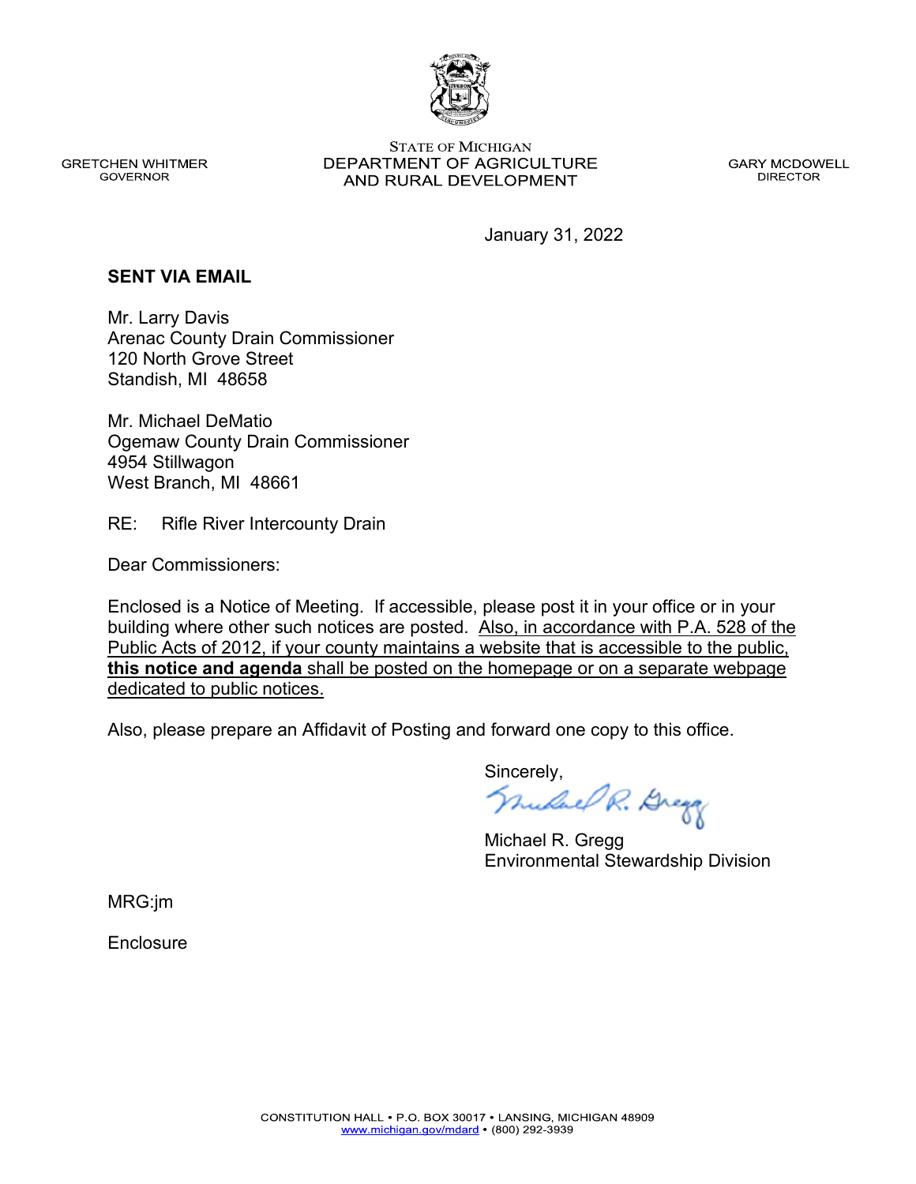GRETCHEN WHITMER
GOVERNOR

STATE OF MICHIGAN
DEPARTMENT OF AGRICULTURE
AND RURAL DEVELOPMENT

GARY MCDOWELL
DIRECTOR

January 31, 2022

**SENT VIA EMAIL**

Mr. Larry Davis
Arenac County Drain Commissioner
120 North Grove Street
Standish, MI 48658

Mr. Michael DeMatio
Ogemaw County Drain Commissioner
4954 Stillwagon
West Branch, MI 48661

RE: Rifle River Intercounty Drain

Dear Commissioners:

Enclosed is a Notice of Meeting. If accessible, please post it in your office or in your building where other such notices are posted. Also, in accordance with P.A. 528 of the Public Acts of 2012, if your county maintains a website that is accessible to the public, **this notice and agenda** shall be posted on the homepage or on a separate webpage dedicated to public notices.

Also, please prepare an Affidavit of Posting and forward one copy to this office.

Sincerely,

Michael R. Gregg
Environmental Stewardship Division

MRG:jm

Enclosure

CONSTITUTION HALL • P.O. BOX 30017 • LANSING, MICHIGAN 48909
www.michigan.gov/mdard • (800) 292-3939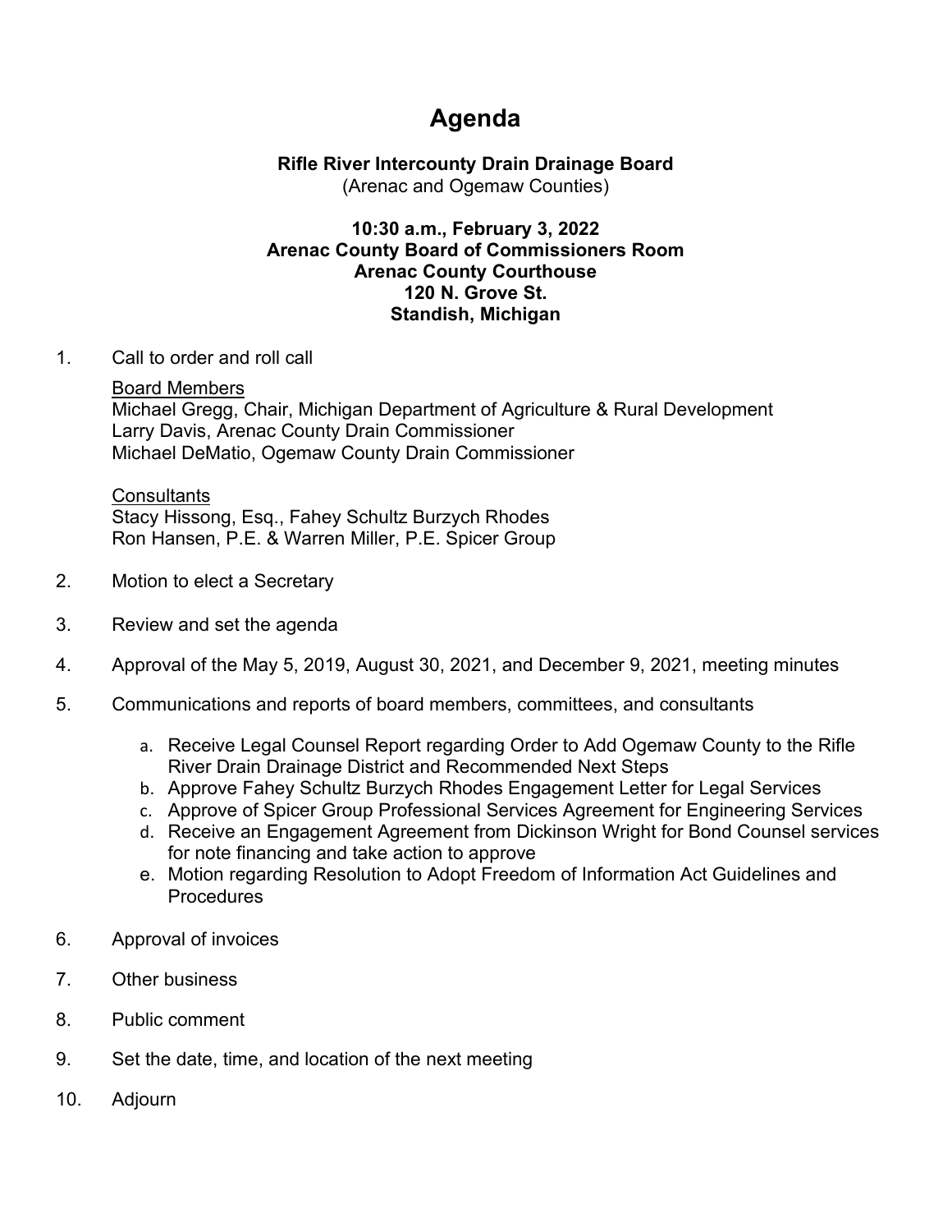# Agenda

**Rifle River Intercounty Drain Drainage Board**
(Arenac and Ogemaw Counties)

**10:30 a.m., February 3, 2022**
**Arenac County Board of Commissioners Room**
**Arenac County Courthouse**
**120 N. Grove St.**
**Standish, Michigan**

1. Call to order and roll call

   Board Members
   Michael Gregg, Chair, Michigan Department of Agriculture & Rural Development
   Larry Davis, Arenac County Drain Commissioner
   Michael DeMatio, Ogemaw County Drain Commissioner

   Consultants
   Stacy Hissong, Esq., Fahey Schultz Burzych Rhodes
   Ron Hansen, P.E. & Warren Miller, P.E. Spicer Group

2. Motion to elect a Secretary

3. Review and set the agenda

4. Approval of the May 5, 2019, August 30, 2021, and December 9, 2021, meeting minutes

5. Communications and reports of board members, committees, and consultants

   a. Receive Legal Counsel Report regarding Order to Add Ogemaw County to the Rifle River Drain Drainage District and Recommended Next Steps
   b. Approve Fahey Schultz Burzych Rhodes Engagement Letter for Legal Services
   c. Approve of Spicer Group Professional Services Agreement for Engineering Services
   d. Receive an Engagement Agreement from Dickinson Wright for Bond Counsel services for note financing and take action to approve
   e. Motion regarding Resolution to Adopt Freedom of Information Act Guidelines and Procedures

6. Approval of invoices

7. Other business

8. Public comment

9. Set the date, time, and location of the next meeting

10. Adjourn